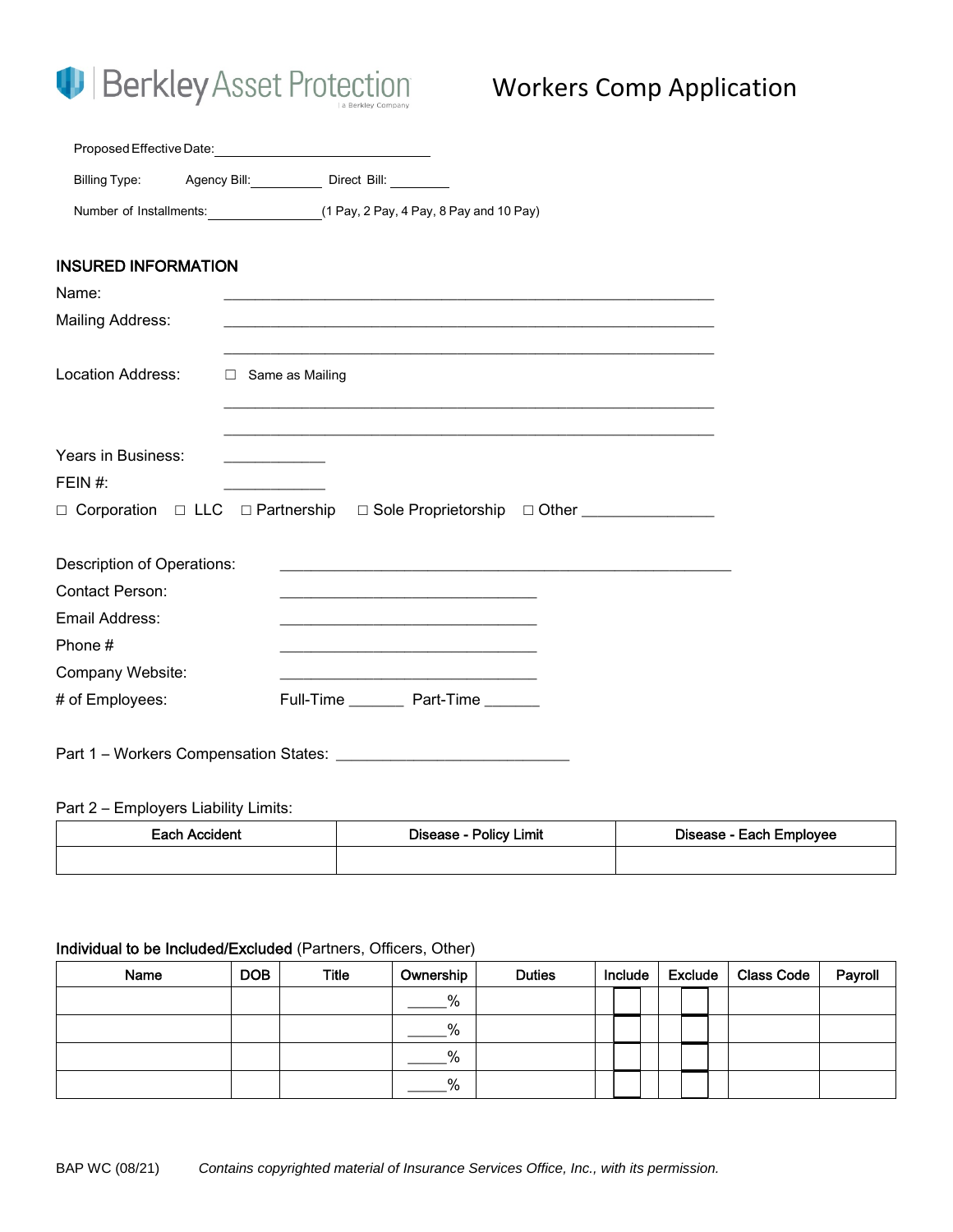Berkley Asset Protection

# Workers Comp Application

Proposed Effective Date: ______________________________

Billing Type: Agency Bill: __________ Direct Bill: ________

Number of Installments: ________________ (1 Pay, 2 Pay, 4 Pay, 8 Pay and 10 Pay)

## INSURED INFORMATION

Name: ____________________________________________________________

Mailing Address: ____________________________________________________________

____________________________________________________________

Location Address: ☐ Same as Mailing

____________________________________________________________

____________________________________________________________

Years in Business: ____________

FEIN #: ____________

☐ Corporation ☐ LLC ☐ Partnership ☐ Sole Proprietorship ☐ Other _______________

Description of Operations: ______________________________________________________

Contact Person: ______________________________

Email Address: ______________________________

Phone # ______________________________

Company Website: ______________________________

# of Employees: Full-Time _______ Part-Time _______

Part 1 – Workers Compensation States: ___________________________

Part 2 – Employers Liability Limits:

| Each Accident | Disease - Policy Limit | Disease - Each Employee |
|---|---|---|
| | | |

**Individual to be Included/Excluded** (Partners, Officers, Other)

| Name | DOB | Title | Ownership | Duties | Include | Exclude | Class Code | Payroll |
|---|---|---|---|---|---|---|---|---|
| | | | _____% | | ☐ | ☐ | | |
| | | | _____% | | ☐ | ☐ | | |
| | | | _____% | | ☐ | ☐ | | |
| | | | _____% | | ☐ | ☐ | | |

BAP WC (08/21) *Contains copyrighted material of Insurance Services Office, Inc., with its permission.*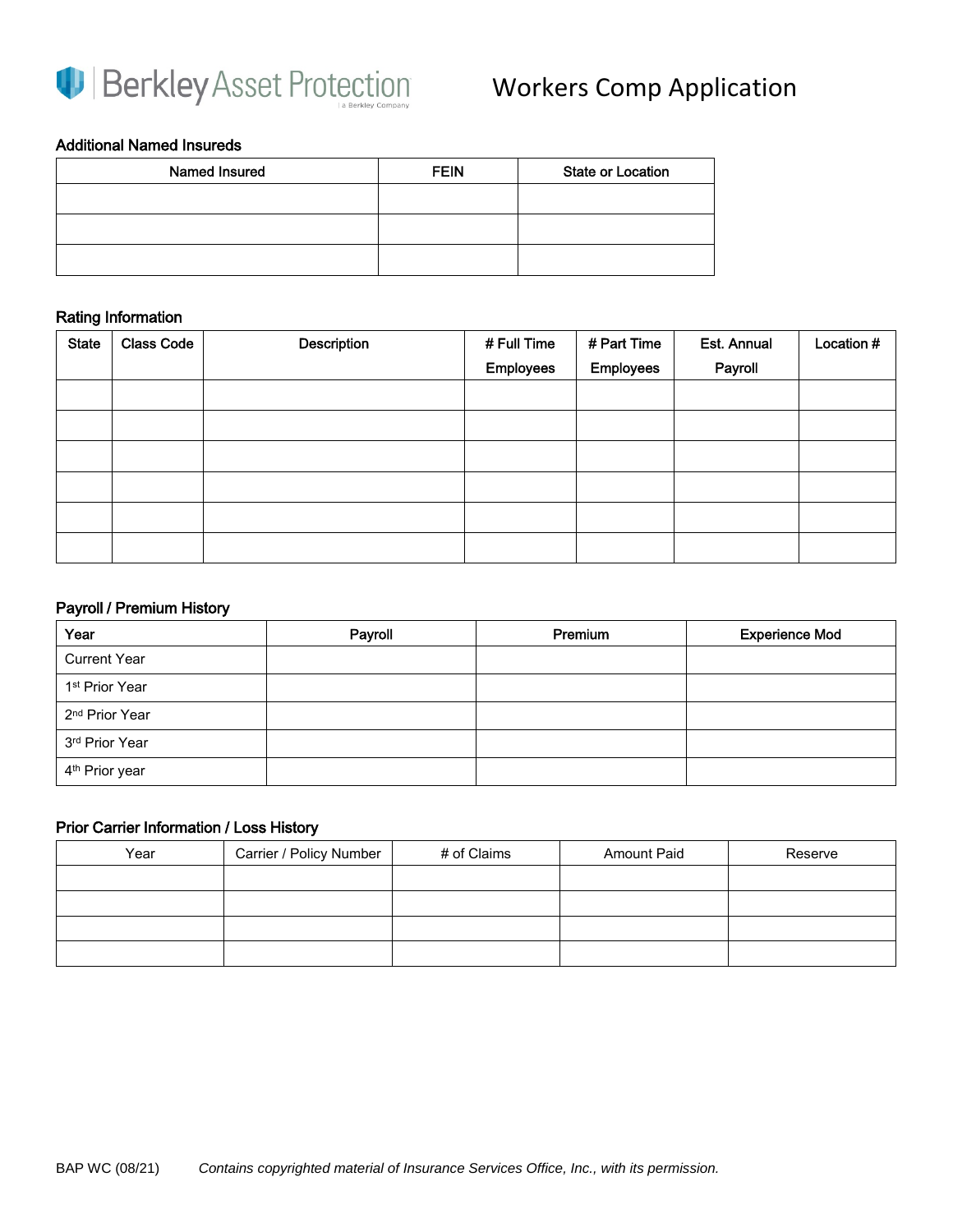# Workers Comp Application

## Additional Named Insureds

| Named Insured | FEIN | State or Location |
|---|---|---|
| | | |
| | | |
| | | |

## Rating Information

| State | Class Code | Description | # Full Time Employees | # Part Time Employees | Est. Annual Payroll | Location # |
|---|---|---|---|---|---|---|
| | | | | | | |
| | | | | | | |
| | | | | | | |
| | | | | | | |
| | | | | | | |
| | | | | | | |

## Payroll / Premium History

| Year | Payroll | Premium | Experience Mod |
|---|---|---|---|
| Current Year | | | |
| 1st Prior Year | | | |
| 2nd Prior Year | | | |
| 3rd Prior Year | | | |
| 4th Prior year | | | |

## Prior Carrier Information / Loss History

| Year | Carrier / Policy Number | # of Claims | Amount Paid | Reserve |
|---|---|---|---|---|
| | | | | |
| | | | | |
| | | | | |
| | | | | |

BAP WC (08/21) *Contains copyrighted material of Insurance Services Office, Inc., with its permission.*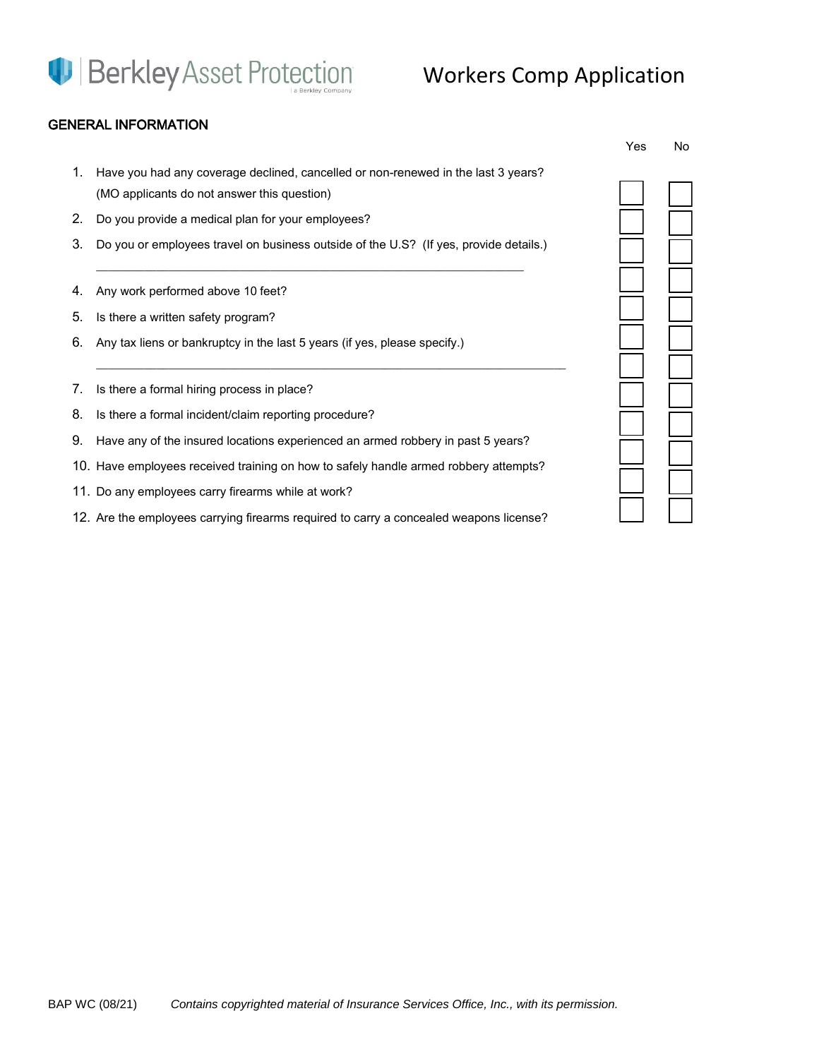Berkley Asset Protection
a Berkley Company

# Workers Comp Application

## GENERAL INFORMATION

| | Question | Yes | No |
|---|---|---|---|
| 1. | Have you had any coverage declined, cancelled or non-renewed in the last 3 years? (MO applicants do not answer this question) | ☐ | ☐ |
| 2. | Do you provide a medical plan for your employees? | ☐ | ☐ |
| 3. | Do you or employees travel on business outside of the U.S? (If yes, provide details.) ___________________________ | ☐ | ☐ |
| 4. | Any work performed above 10 feet? | ☐ | ☐ |
| 5. | Is there a written safety program? | ☐ | ☐ |
| 6. | Any tax liens or bankruptcy in the last 5 years (if yes, please specify.) ___________________________ | ☐ | ☐ |
| 7. | Is there a formal hiring process in place? | ☐ | ☐ |
| 8. | Is there a formal incident/claim reporting procedure? | ☐ | ☐ |
| 9. | Have any of the insured locations experienced an armed robbery in past 5 years? | ☐ | ☐ |
| 10. | Have employees received training on how to safely handle armed robbery attempts? | ☐ | ☐ |
| 11. | Do any employees carry firearms while at work? | ☐ | ☐ |
| 12. | Are the employees carrying firearms required to carry a concealed weapons license? | ☐ | ☐ |

BAP WC (08/21) *Contains copyrighted material of Insurance Services Office, Inc., with its permission.*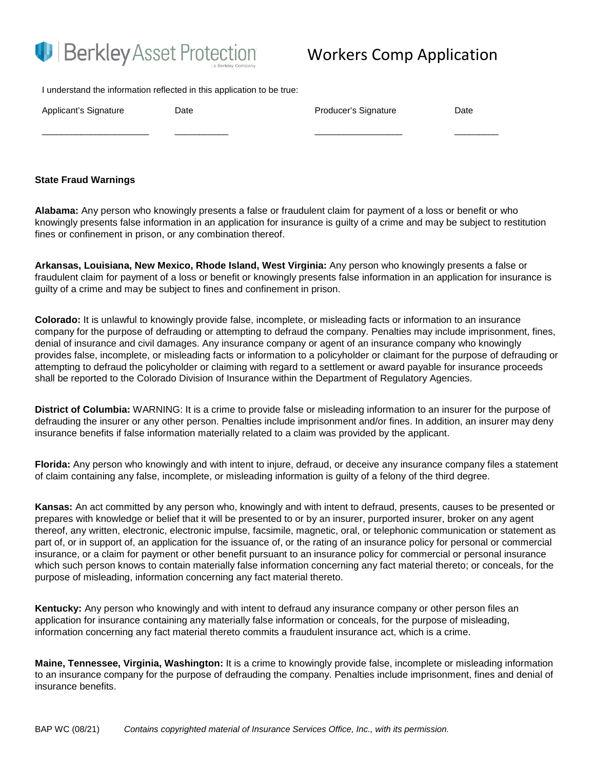Berkley Asset Protection | a Berkley Company

# Workers Comp Application

I understand the information reflected in this application to be true:

| Applicant's Signature | Date | Producer's Signature | Date |
|---|---|---|---|
| ______________________ | ___________ | __________________ | _________ |

**State Fraud Warnings**

**Alabama:** Any person who knowingly presents a false or fraudulent claim for payment of a loss or benefit or who knowingly presents false information in an application for insurance is guilty of a crime and may be subject to restitution fines or confinement in prison, or any combination thereof.

**Arkansas, Louisiana, New Mexico, Rhode Island, West Virginia:** Any person who knowingly presents a false or fraudulent claim for payment of a loss or benefit or knowingly presents false information in an application for insurance is guilty of a crime and may be subject to fines and confinement in prison.

**Colorado:** It is unlawful to knowingly provide false, incomplete, or misleading facts or information to an insurance company for the purpose of defrauding or attempting to defraud the company. Penalties may include imprisonment, fines, denial of insurance and civil damages. Any insurance company or agent of an insurance company who knowingly provides false, incomplete, or misleading facts or information to a policyholder or claimant for the purpose of defrauding or attempting to defraud the policyholder or claiming with regard to a settlement or award payable for insurance proceeds shall be reported to the Colorado Division of Insurance within the Department of Regulatory Agencies.

**District of Columbia:** WARNING: It is a crime to provide false or misleading information to an insurer for the purpose of defrauding the insurer or any other person. Penalties include imprisonment and/or fines. In addition, an insurer may deny insurance benefits if false information materially related to a claim was provided by the applicant.

**Florida:** Any person who knowingly and with intent to injure, defraud, or deceive any insurance company files a statement of claim containing any false, incomplete, or misleading information is guilty of a felony of the third degree.

**Kansas:** An act committed by any person who, knowingly and with intent to defraud, presents, causes to be presented or prepares with knowledge or belief that it will be presented to or by an insurer, purported insurer, broker on any agent thereof, any written, electronic, electronic impulse, facsimile, magnetic, oral, or telephonic communication or statement as part of, or in support of, an application for the issuance of, or the rating of an insurance policy for personal or commercial insurance, or a claim for payment or other benefit pursuant to an insurance policy for commercial or personal insurance which such person knows to contain materially false information concerning any fact material thereto; or conceals, for the purpose of misleading, information concerning any fact material thereto.

**Kentucky:** Any person who knowingly and with intent to defraud any insurance company or other person files an application for insurance containing any materially false information or conceals, for the purpose of misleading, information concerning any fact material thereto commits a fraudulent insurance act, which is a crime.

**Maine, Tennessee, Virginia, Washington:** It is a crime to knowingly provide false, incomplete or misleading information to an insurance company for the purpose of defrauding the company. Penalties include imprisonment, fines and denial of insurance benefits.

BAP WC (08/21) *Contains copyrighted material of Insurance Services Office, Inc., with its permission.*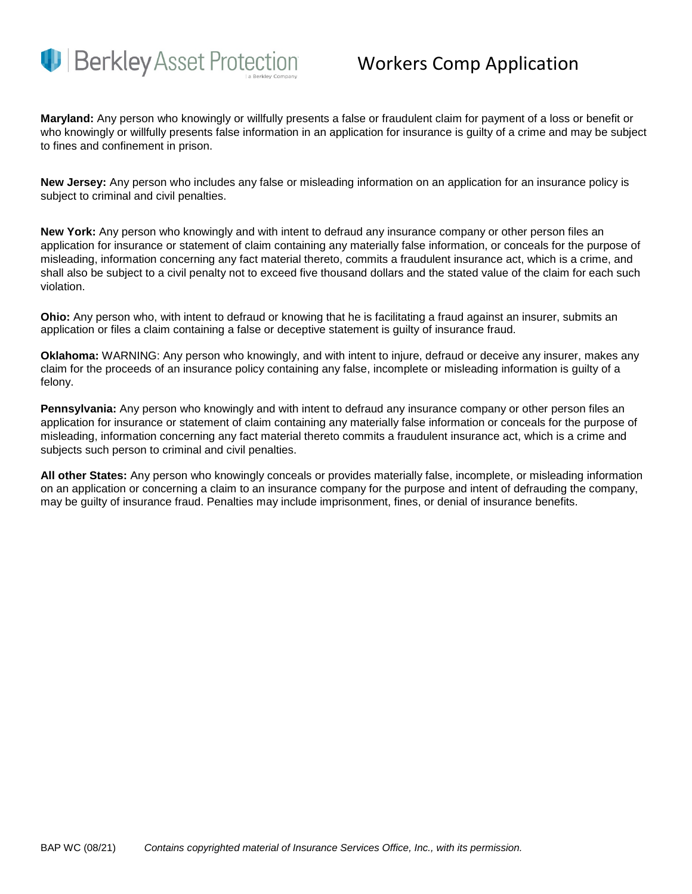**Maryland:** Any person who knowingly or willfully presents a false or fraudulent claim for payment of a loss or benefit or who knowingly or willfully presents false information in an application for insurance is guilty of a crime and may be subject to fines and confinement in prison.

**New Jersey:** Any person who includes any false or misleading information on an application for an insurance policy is subject to criminal and civil penalties.

**New York:** Any person who knowingly and with intent to defraud any insurance company or other person files an application for insurance or statement of claim containing any materially false information, or conceals for the purpose of misleading, information concerning any fact material thereto, commits a fraudulent insurance act, which is a crime, and shall also be subject to a civil penalty not to exceed five thousand dollars and the stated value of the claim for each such violation.

**Ohio:** Any person who, with intent to defraud or knowing that he is facilitating a fraud against an insurer, submits an application or files a claim containing a false or deceptive statement is guilty of insurance fraud.

**Oklahoma:** WARNING: Any person who knowingly, and with intent to injure, defraud or deceive any insurer, makes any claim for the proceeds of an insurance policy containing any false, incomplete or misleading information is guilty of a felony.

**Pennsylvania:** Any person who knowingly and with intent to defraud any insurance company or other person files an application for insurance or statement of claim containing any materially false information or conceals for the purpose of misleading, information concerning any fact material thereto commits a fraudulent insurance act, which is a crime and subjects such person to criminal and civil penalties.

**All other States:** Any person who knowingly conceals or provides materially false, incomplete, or misleading information on an application or concerning a claim to an insurance company for the purpose and intent of defrauding the company, may be guilty of insurance fraud. Penalties may include imprisonment, fines, or denial of insurance benefits.